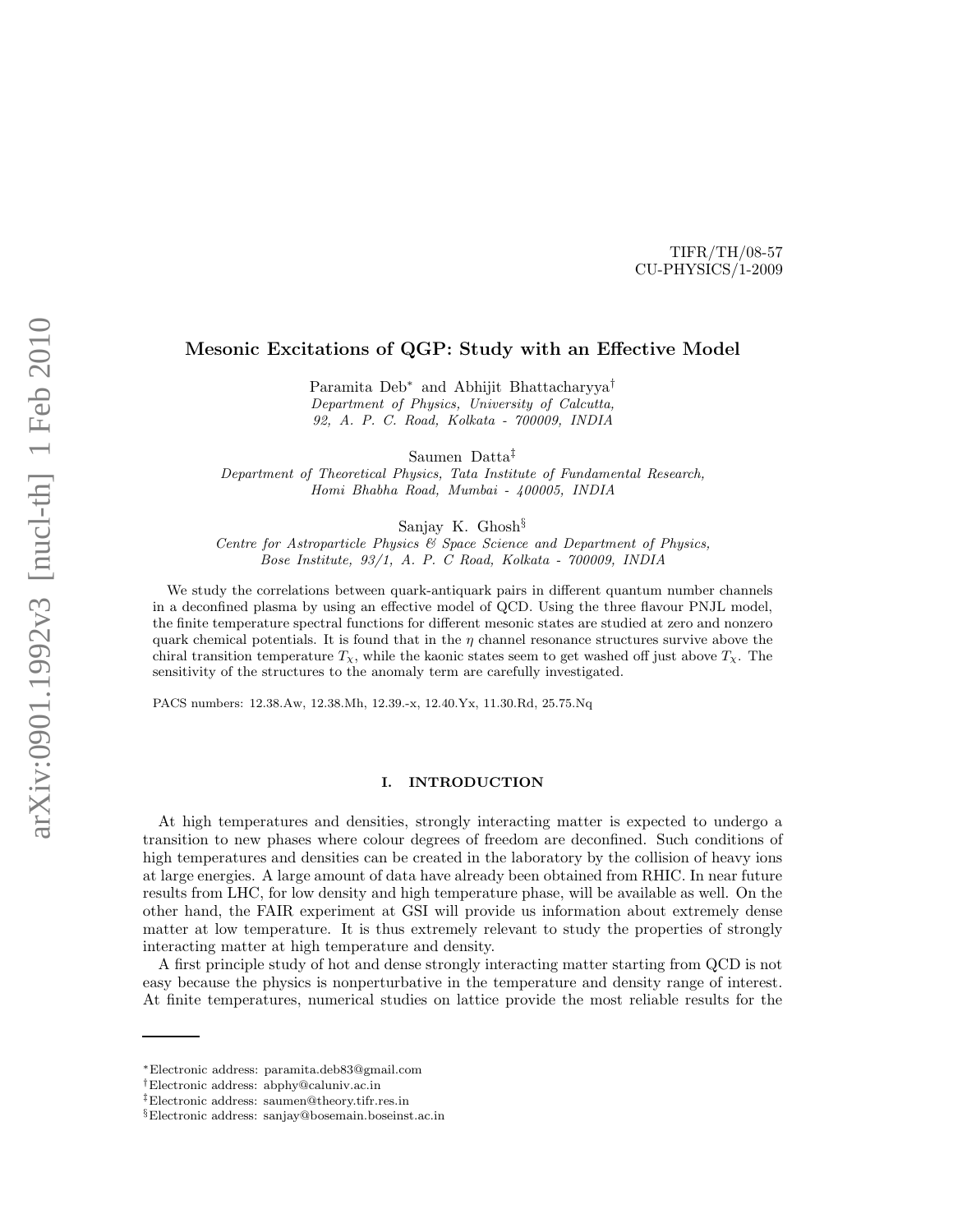TIFR/TH/08-57
CU-PHYSICS/1-2009

# Mesonic Excitations of QGP: Study with an Effective Model

Paramita Deb[*] and Abhijit Bhattacharyya[†]
*Department of Physics, University of Calcutta, 92, A. P. C. Road, Kolkata - 700009, INDIA*

Saumen Datta[‡]
*Department of Theoretical Physics, Tata Institute of Fundamental Research, Homi Bhabha Road, Mumbai - 400005, INDIA*

Sanjay K. Ghosh[§]
*Centre for Astroparticle Physics & Space Science and Department of Physics, Bose Institute, 93/1, A. P. C Road, Kolkata - 700009, INDIA*

We study the correlations between quark-antiquark pairs in different quantum number channels in a deconfined plasma by using an effective model of QCD. Using the three flavour PNJL model, the finite temperature spectral functions for different mesonic states are studied at zero and nonzero quark chemical potentials. It is found that in the $\eta$ channel resonance structures survive above the chiral transition temperature $T_\chi$, while the kaonic states seem to get washed off just above $T_\chi$. The sensitivity of the structures to the anomaly term are carefully investigated.

PACS numbers: 12.38.Aw, 12.38.Mh, 12.39.-x, 12.40.Yx, 11.30.Rd, 25.75.Nq

## I. INTRODUCTION

At high temperatures and densities, strongly interacting matter is expected to undergo a transition to new phases where colour degrees of freedom are deconfined. Such conditions of high temperatures and densities can be created in the laboratory by the collision of heavy ions at large energies. A large amount of data have already been obtained from RHIC. In near future results from LHC, for low density and high temperature phase, will be available as well. On the other hand, the FAIR experiment at GSI will provide us information about extremely dense matter at low temperature. It is thus extremely relevant to study the properties of strongly interacting matter at high temperature and density.

A first principle study of hot and dense strongly interacting matter starting from QCD is not easy because the physics is nonperturbative in the temperature and density range of interest. At finite temperatures, numerical studies on lattice provide the most reliable results for the

---

[*]Electronic address: paramita.deb83@gmail.com
[†]Electronic address: abphy@caluniv.ac.in
[‡]Electronic address: saumen@theory.tifr.res.in
[§]Electronic address: sanjay@bosemain.boseinst.ac.in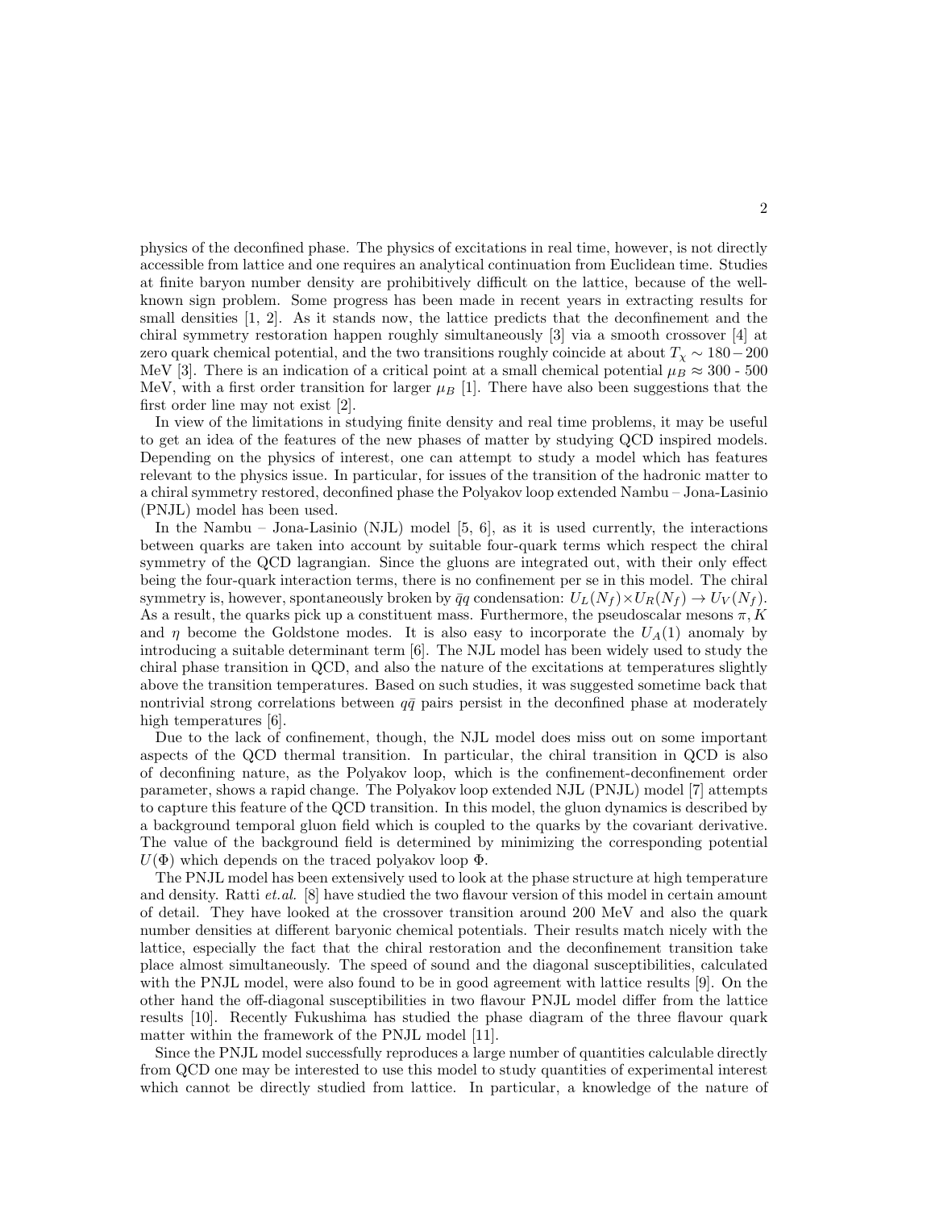physics of the deconfined phase. The physics of excitations in real time, however, is not directly accessible from lattice and one requires an analytical continuation from Euclidean time. Studies at finite baryon number density are prohibitively difficult on the lattice, because of the well-known sign problem. Some progress has been made in recent years in extracting results for small densities [1, 2]. As it stands now, the lattice predicts that the deconfinement and the chiral symmetry restoration happen roughly simultaneously [3] via a smooth crossover [4] at zero quark chemical potential, and the two transitions roughly coincide at about $T_\chi \sim 180 - 200$ MeV [3]. There is an indication of a critical point at a small chemical potential $\mu_B \approx 300$ - 500 MeV, with a first order transition for larger $\mu_B$ [1]. There have also been suggestions that the first order line may not exist [2].

In view of the limitations in studying finite density and real time problems, it may be useful to get an idea of the features of the new phases of matter by studying QCD inspired models. Depending on the physics of interest, one can attempt to study a model which has features relevant to the physics issue. In particular, for issues of the transition of the hadronic matter to a chiral symmetry restored, deconfined phase the Polyakov loop extended Nambu – Jona-Lasinio (PNJL) model has been used.

In the Nambu – Jona-Lasinio (NJL) model [5, 6], as it is used currently, the interactions between quarks are taken into account by suitable four-quark terms which respect the chiral symmetry of the QCD lagrangian. Since the gluons are integrated out, with their only effect being the four-quark interaction terms, there is no confinement per se in this model. The chiral symmetry is, however, spontaneously broken by $\bar{q}q$ condensation: $U_L(N_f) \times U_R(N_f) \to U_V(N_f)$. As a result, the quarks pick up a constituent mass. Furthermore, the pseudoscalar mesons $\pi, K$ and $\eta$ become the Goldstone modes. It is also easy to incorporate the $U_A(1)$ anomaly by introducing a suitable determinant term [6]. The NJL model has been widely used to study the chiral phase transition in QCD, and also the nature of the excitations at temperatures slightly above the transition temperatures. Based on such studies, it was suggested sometime back that nontrivial strong correlations between $q\bar{q}$ pairs persist in the deconfined phase at moderately high temperatures [6].

Due to the lack of confinement, though, the NJL model does miss out on some important aspects of the QCD thermal transition. In particular, the chiral transition in QCD is also of deconfining nature, as the Polyakov loop, which is the confinement-deconfinement order parameter, shows a rapid change. The Polyakov loop extended NJL (PNJL) model [7] attempts to capture this feature of the QCD transition. In this model, the gluon dynamics is described by a background temporal gluon field which is coupled to the quarks by the covariant derivative. The value of the background field is determined by minimizing the corresponding potential $U(\Phi)$ which depends on the traced polyakov loop $\Phi$.

The PNJL model has been extensively used to look at the phase structure at high temperature and density. Ratti *et.al.* [8] have studied the two flavour version of this model in certain amount of detail. They have looked at the crossover transition around 200 MeV and also the quark number densities at different baryonic chemical potentials. Their results match nicely with the lattice, especially the fact that the chiral restoration and the deconfinement transition take place almost simultaneously. The speed of sound and the diagonal susceptibilities, calculated with the PNJL model, were also found to be in good agreement with lattice results [9]. On the other hand the off-diagonal susceptibilities in two flavour PNJL model differ from the lattice results [10]. Recently Fukushima has studied the phase diagram of the three flavour quark matter within the framework of the PNJL model [11].

Since the PNJL model successfully reproduces a large number of quantities calculable directly from QCD one may be interested to use this model to study quantities of experimental interest which cannot be directly studied from lattice. In particular, a knowledge of the nature of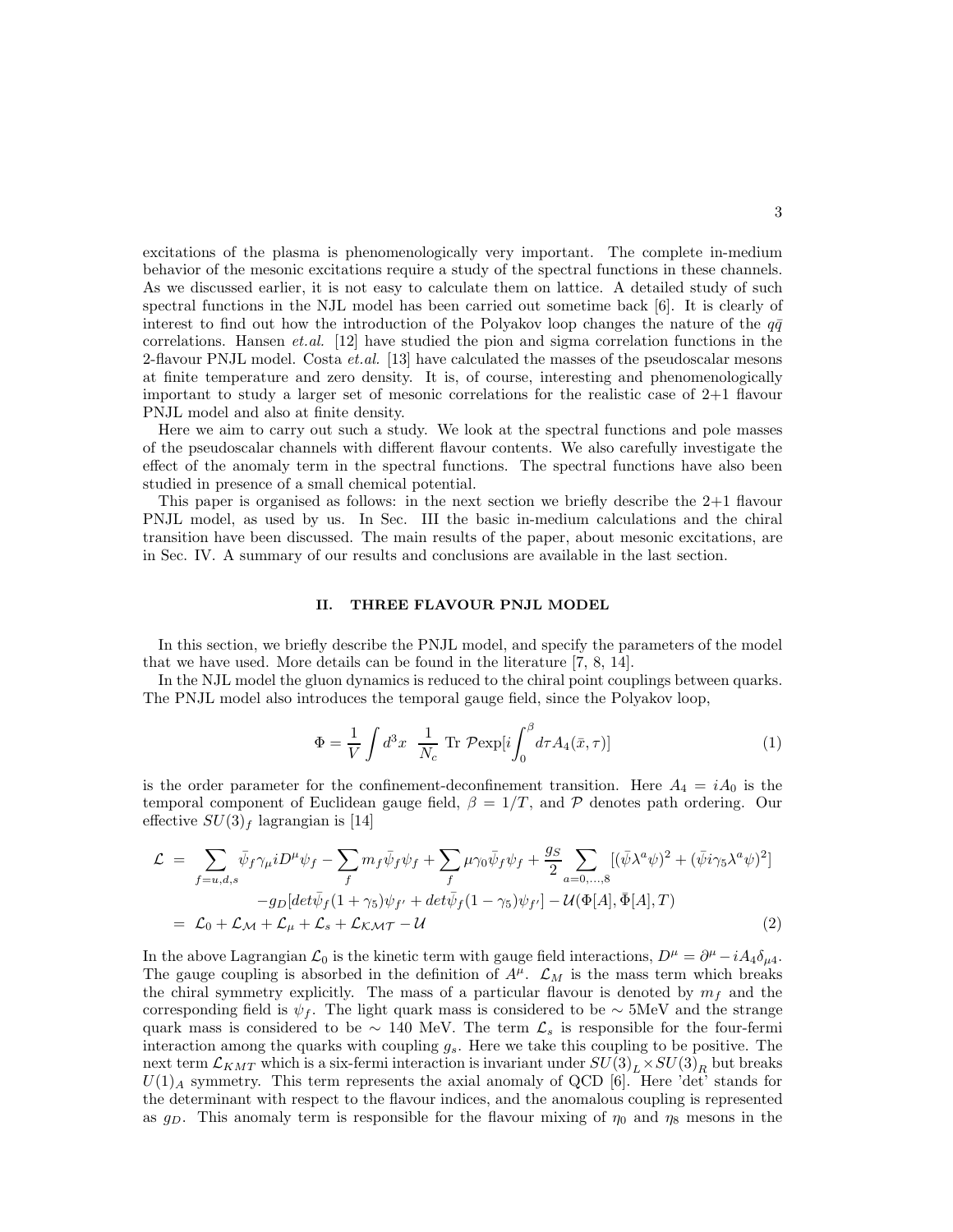excitations of the plasma is phenomenologically very important. The complete in-medium behavior of the mesonic excitations require a study of the spectral functions in these channels. As we discussed earlier, it is not easy to calculate them on lattice. A detailed study of such spectral functions in the NJL model has been carried out sometime back [6]. It is clearly of interest to find out how the introduction of the Polyakov loop changes the nature of the $q\bar{q}$ correlations. Hansen *et.al.* [12] have studied the pion and sigma correlation functions in the 2-flavour PNJL model. Costa *et.al.* [13] have calculated the masses of the pseudoscalar mesons at finite temperature and zero density. It is, of course, interesting and phenomenologically important to study a larger set of mesonic correlations for the realistic case of 2+1 flavour PNJL model and also at finite density.

Here we aim to carry out such a study. We look at the spectral functions and pole masses of the pseudoscalar channels with different flavour contents. We also carefully investigate the effect of the anomaly term in the spectral functions. The spectral functions have also been studied in presence of a small chemical potential.

This paper is organised as follows: in the next section we briefly describe the 2+1 flavour PNJL model, as used by us. In Sec. III the basic in-medium calculations and the chiral transition have been discussed. The main results of the paper, about mesonic excitations, are in Sec. IV. A summary of our results and conclusions are available in the last section.

## II. THREE FLAVOUR PNJL MODEL

In this section, we briefly describe the PNJL model, and specify the parameters of the model that we have used. More details can be found in the literature [7, 8, 14].

In the NJL model the gluon dynamics is reduced to the chiral point couplings between quarks. The PNJL model also introduces the temporal gauge field, since the Polyakov loop,

$$\Phi = \frac{1}{V}\int d^3x \;\; \frac{1}{N_c} \text{ Tr } \mathcal{P}\text{exp}[i\int_0^\beta d\tau A_4(\bar{x},\tau)] \tag{1}$$

is the order parameter for the confinement-deconfinement transition. Here $A_4 = iA_0$ is the temporal component of Euclidean gauge field, $\beta = 1/T$, and $\mathcal{P}$ denotes path ordering. Our effective $SU(3)_f$ lagrangian is [14]

$$\begin{aligned}
\mathcal{L} &= \sum_{f=u,d,s} \bar{\psi}_f \gamma_\mu i D^\mu \psi_f - \sum_f m_f \bar{\psi}_f \psi_f + \sum_f \mu \gamma_0 \bar{\psi}_f \psi_f + \frac{g_S}{2} \sum_{a=0,\dots,8} [(\bar{\psi}\lambda^a\psi)^2 + (\bar{\psi}i\gamma_5\lambda^a\psi)^2] \\
&\quad - g_D[det\bar{\psi}_f(1+\gamma_5)\psi_{f'} + det\bar{\psi}_f(1-\gamma_5)\psi_{f'}] - \mathcal{U}(\Phi[A],\bar{\Phi}[A],T) \\
&= \mathcal{L}_0 + \mathcal{L}_{\mathcal{M}} + \mathcal{L}_\mu + \mathcal{L}_s + \mathcal{L}_{\mathcal{KMT}} - \mathcal{U}
\end{aligned} \tag{2}$$

In the above Lagrangian $\mathcal{L}_0$ is the kinetic term with gauge field interactions, $D^\mu = \partial^\mu - iA_4\delta_{\mu 4}$. The gauge coupling is absorbed in the definition of $A^\mu$. $\mathcal{L}_M$ is the mass term which breaks the chiral symmetry explicitly. The mass of a particular flavour is denoted by $m_f$ and the corresponding field is $\psi_f$. The light quark mass is considered to be $\sim$ 5MeV and the strange quark mass is considered to be $\sim$ 140 MeV. The term $\mathcal{L}_s$ is responsible for the four-fermi interaction among the quarks with coupling $g_s$. Here we take this coupling to be positive. The next term $\mathcal{L}_{KMT}$ which is a six-fermi interaction is invariant under $SU(3)_L \times SU(3)_R$ but breaks $U(1)_A$ symmetry. This term represents the axial anomaly of QCD [6]. Here 'det' stands for the determinant with respect to the flavour indices, and the anomalous coupling is represented as $g_D$. This anomaly term is responsible for the flavour mixing of $\eta_0$ and $\eta_8$ mesons in the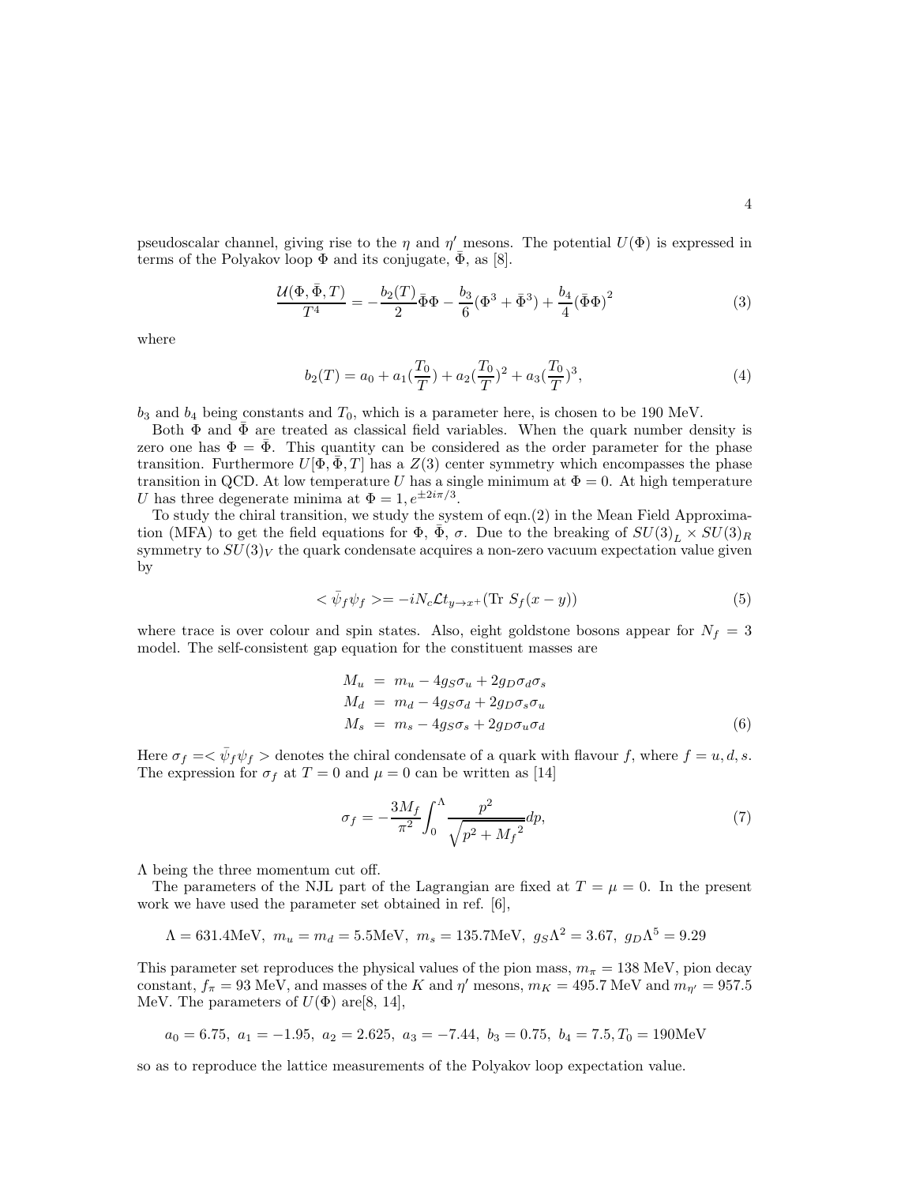pseudoscalar channel, giving rise to the $\eta$ and $\eta'$ mesons. The potential $U(\Phi)$ is expressed in terms of the Polyakov loop $\Phi$ and its conjugate, $\bar{\Phi}$, as [8].

$$\frac{\mathcal{U}(\Phi,\bar{\Phi},T)}{T^4} = -\frac{b_2(T)}{2}\bar{\Phi}\Phi - \frac{b_3}{6}(\Phi^3+\bar{\Phi}^3) + \frac{b_4}{4}(\bar{\Phi}\Phi)^2 \tag{3}$$

where

$$b_2(T) = a_0 + a_1(\frac{T_0}{T}) + a_2(\frac{T_0}{T})^2 + a_3(\frac{T_0}{T})^3, \tag{4}$$

$b_3$ and $b_4$ being constants and $T_0$, which is a parameter here, is chosen to be 190 MeV.

Both $\Phi$ and $\bar{\Phi}$ are treated as classical field variables. When the quark number density is zero one has $\Phi = \bar{\Phi}$. This quantity can be considered as the order parameter for the phase transition. Furthermore $U[\Phi,\bar{\Phi},T]$ has a $Z(3)$ center symmetry which encompasses the phase transition in QCD. At low temperature $U$ has a single minimum at $\Phi = 0$. At high temperature $U$ has three degenerate minima at $\Phi = 1, e^{\pm 2i\pi/3}$.

To study the chiral transition, we study the system of eqn.(2) in the Mean Field Approximation (MFA) to get the field equations for $\Phi$, $\bar{\Phi}$, $\sigma$. Due to the breaking of $SU(3)_L \times SU(3)_R$ symmetry to $SU(3)_V$ the quark condensate acquires a non-zero vacuum expectation value given by

$$<\bar{\psi}_f\psi_f> = -iN_c\mathcal{L}t_{y\to x^+}(\mathrm{Tr}\ S_f(x-y)) \tag{5}$$

where trace is over colour and spin states. Also, eight goldstone bosons appear for $N_f = 3$ model. The self-consistent gap equation for the constituent masses are

$$\begin{aligned} M_u &= m_u - 4g_S\sigma_u + 2g_D\sigma_d\sigma_s \\ M_d &= m_d - 4g_S\sigma_d + 2g_D\sigma_s\sigma_u \\ M_s &= m_s - 4g_S\sigma_s + 2g_D\sigma_u\sigma_d \end{aligned} \tag{6}$$

Here $\sigma_f = <\bar{\psi}_f\psi_f>$ denotes the chiral condensate of a quark with flavour $f$, where $f = u, d, s$. The expression for $\sigma_f$ at $T = 0$ and $\mu = 0$ can be written as [14]

$$\sigma_f = -\frac{3M_f}{\pi^2}\int_0^\Lambda \frac{p^2}{\sqrt{p^2+{M_f}^2}}dp, \tag{7}$$

$\Lambda$ being the three momentum cut off.

The parameters of the NJL part of the Lagrangian are fixed at $T = \mu = 0$. In the present work we have used the parameter set obtained in ref. [6],

$$\Lambda = 631.4\mathrm{MeV},\ m_u = m_d = 5.5\mathrm{MeV},\ m_s = 135.7\mathrm{MeV},\ g_S\Lambda^2 = 3.67,\ g_D\Lambda^5 = 9.29$$

This parameter set reproduces the physical values of the pion mass, $m_\pi = 138$ MeV, pion decay constant, $f_\pi = 93$ MeV, and masses of the $K$ and $\eta'$ mesons, $m_K = 495.7$ MeV and $m_{\eta'} = 957.5$ MeV. The parameters of $U(\Phi)$ are[8, 14],

$$a_0 = 6.75,\ a_1 = -1.95,\ a_2 = 2.625,\ a_3 = -7.44,\ b_3 = 0.75,\ b_4 = 7.5, T_0 = 190\mathrm{MeV}$$

so as to reproduce the lattice measurements of the Polyakov loop expectation value.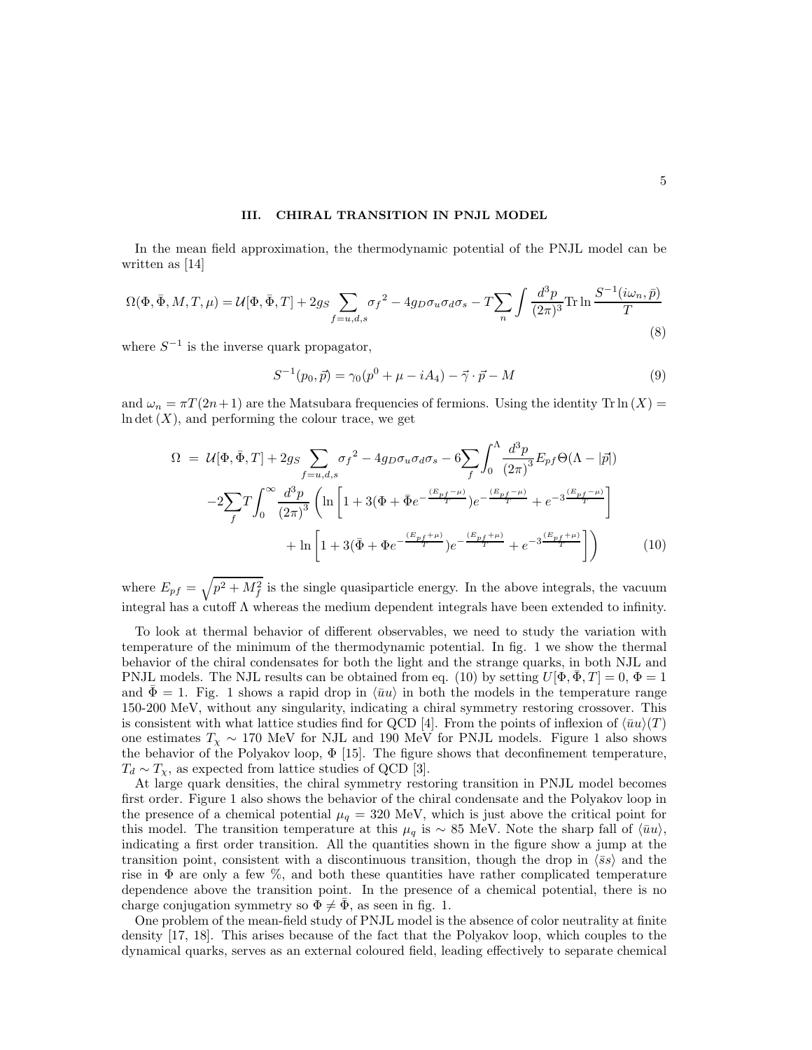### III. CHIRAL TRANSITION IN PNJL MODEL

In the mean field approximation, the thermodynamic potential of the PNJL model can be written as [14]

$$\Omega(\Phi, \bar{\Phi}, M, T, \mu) = \mathcal{U}[\Phi, \bar{\Phi}, T] + 2g_S \sum_{f=u,d,s} {\sigma_f}^2 - 4g_D \sigma_u \sigma_d \sigma_s - T \sum_n \int \frac{d^3p}{(2\pi)^3} \mathrm{Tr} \ln \frac{S^{-1}(i\omega_n, \bar{p})}{T} \tag{8}$$

where $S^{-1}$ is the inverse quark propagator,

$$S^{-1}(p_0, \vec{p}) = \gamma_0 (p^0 + \mu - iA_4) - \vec{\gamma} \cdot \vec{p} - M \tag{9}$$

and $\omega_n = \pi T(2n+1)$ are the Matsubara frequencies of fermions. Using the identity $\mathrm{Tr} \ln (X) = \ln \det (X)$, and performing the colour trace, we get

$$\begin{aligned}
\Omega \; = \; & \mathcal{U}[\Phi, \bar{\Phi}, T] + 2g_S \sum_{f=u,d,s} {\sigma_f}^2 - 4g_D \sigma_u \sigma_d \sigma_s - 6 \sum_f \int_0^\Lambda \frac{d^3p}{(2\pi)^3} E_{pf} \Theta(\Lambda - |\vec{p}|) \\
& - 2 \sum_f T \int_0^\infty \frac{d^3p}{(2\pi)^3} \left( \ln \left[ 1 + 3(\Phi + \bar{\Phi} e^{-\frac{(E_{pf} - \mu)}{T}}) e^{-\frac{(E_{pf} - \mu)}{T}} + e^{-3\frac{(E_{pf} - \mu)}{T}} \right] \right. \\
& \left. + \ln \left[ 1 + 3(\bar{\Phi} + \Phi e^{-\frac{(E_{pf} + \mu)}{T}}) e^{-\frac{(E_{pf} + \mu)}{T}} + e^{-3\frac{(E_{pf} + \mu)}{T}} \right] \right)
\end{aligned} \tag{10}$$

where $E_{pf} = \sqrt{p^2 + M_f^2}$ is the single quasiparticle energy. In the above integrals, the vacuum integral has a cutoff $\Lambda$ whereas the medium dependent integrals have been extended to infinity.

To look at thermal behavior of different observables, we need to study the variation with temperature of the minimum of the thermodynamic potential. In fig. 1 we show the thermal behavior of the chiral condensates for both the light and the strange quarks, in both NJL and PNJL models. The NJL results can be obtained from eq. (10) by setting $U[\Phi, \bar{\Phi}, T] = 0$, $\Phi = 1$ and $\bar{\Phi} = 1$. Fig. 1 shows a rapid drop in $\langle \bar{u}u \rangle$ in both the models in the temperature range 150-200 MeV, without any singularity, indicating a chiral symmetry restoring crossover. This is consistent with what lattice studies find for QCD [4]. From the points of inflexion of $\langle \bar{u}u \rangle(T)$ one estimates $T_\chi \sim 170$ MeV for NJL and 190 MeV for PNJL models. Figure 1 also shows the behavior of the Polyakov loop, $\Phi$ [15]. The figure shows that deconfinement temperature, $T_d \sim T_\chi$, as expected from lattice studies of QCD [3].

At large quark densities, the chiral symmetry restoring transition in PNJL model becomes first order. Figure 1 also shows the behavior of the chiral condensate and the Polyakov loop in the presence of a chemical potential $\mu_q = 320$ MeV, which is just above the critical point for this model. The transition temperature at this $\mu_q$ is $\sim 85$ MeV. Note the sharp fall of $\langle \bar{u}u \rangle$, indicating a first order transition. All the quantities shown in the figure show a jump at the transition point, consistent with a discontinuous transition, though the drop in $\langle \bar{s}s \rangle$ and the rise in $\Phi$ are only a few %, and both these quantities have rather complicated temperature dependence above the transition point. In the presence of a chemical potential, there is no charge conjugation symmetry so $\Phi \neq \bar{\Phi}$, as seen in fig. 1.

One problem of the mean-field study of PNJL model is the absence of color neutrality at finite density [17, 18]. This arises because of the fact that the Polyakov loop, which couples to the dynamical quarks, serves as an external coloured field, leading effectively to separate chemical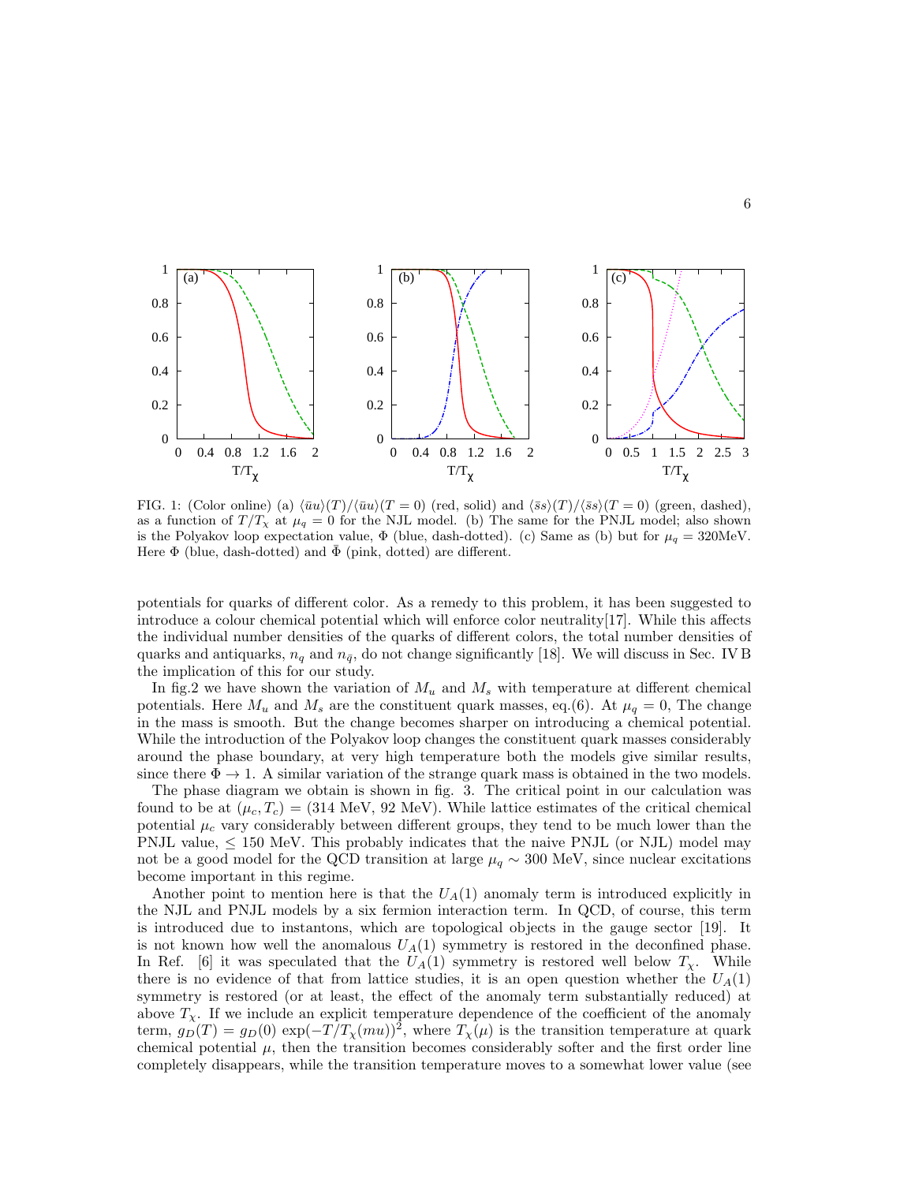(a)

1
0.8
0.6
0.4
0.2
0

0 0.4 0.8 1.2 1.6 2

T/T$_\chi$

(b)

1
0.8
0.6
0.4
0.2
0

0 0.4 0.8 1.2 1.6 2

T/T$_\chi$

(c)

1
0.8
0.6
0.4
0.2
0

0 0.5 1 1.5 2 2.5 3

T/T$_\chi$

FIG. 1: (Color online) (a) $\langle \bar{u}u\rangle(T)/\langle \bar{u}u\rangle(T=0)$ (red, solid) and $\langle \bar{s}s\rangle(T)/\langle \bar{s}s\rangle(T=0)$ (green, dashed), as a function of $T/T_\chi$ at $\mu_q = 0$ for the NJL model. (b) The same for the PNJL model; also shown is the Polyakov loop expectation value, $\Phi$ (blue, dash-dotted). (c) Same as (b) but for $\mu_q = 320$MeV. Here $\Phi$ (blue, dash-dotted) and $\bar{\Phi}$ (pink, dotted) are different.

potentials for quarks of different color. As a remedy to this problem, it has been suggested to introduce a colour chemical potential which will enforce color neutrality[17]. While this affects the individual number densities of the quarks of different colors, the total number densities of quarks and antiquarks, $n_q$ and $n_{\bar{q}}$, do not change significantly [18]. We will discuss in Sec. IV B the implication of this for our study.

In fig.2 we have shown the variation of $M_u$ and $M_s$ with temperature at different chemical potentials. Here $M_u$ and $M_s$ are the constituent quark masses, eq.(6). At $\mu_q = 0$, The change in the mass is smooth. But the change becomes sharper on introducing a chemical potential. While the introduction of the Polyakov loop changes the constituent quark masses considerably around the phase boundary, at very high temperature both the models give similar results, since there $\Phi \to 1$. A similar variation of the strange quark mass is obtained in the two models.

The phase diagram we obtain is shown in fig. 3. The critical point in our calculation was found to be at $(\mu_c, T_c) = (314 \text{ MeV}, 92 \text{ MeV})$. While lattice estimates of the critical chemical potential $\mu_c$ vary considerably between different groups, they tend to be much lower than the PNJL value, $\leq 150$ MeV. This probably indicates that the naive PNJL (or NJL) model may not be a good model for the QCD transition at large $\mu_q \sim 300$ MeV, since nuclear excitations become important in this regime.

Another point to mention here is that the $U_A(1)$ anomaly term is introduced explicitly in the NJL and PNJL models by a six fermion interaction term. In QCD, of course, this term is introduced due to instantons, which are topological objects in the gauge sector [19]. It is not known how well the anomalous $U_A(1)$ symmetry is restored in the deconfined phase. In Ref. [6] it was speculated that the $U_A(1)$ symmetry is restored well below $T_\chi$. While there is no evidence of that from lattice studies, it is an open question whether the $U_A(1)$ symmetry is restored (or at least, the effect of the anomaly term substantially reduced) at above $T_\chi$. If we include an explicit temperature dependence of the coefficient of the anomaly term, $g_D(T) = g_D(0) \exp(-T/T_\chi(mu))^2$, where $T_\chi(\mu)$ is the transition temperature at quark chemical potential $\mu$, then the transition becomes considerably softer and the first order line completely disappears, while the transition temperature moves to a somewhat lower value (see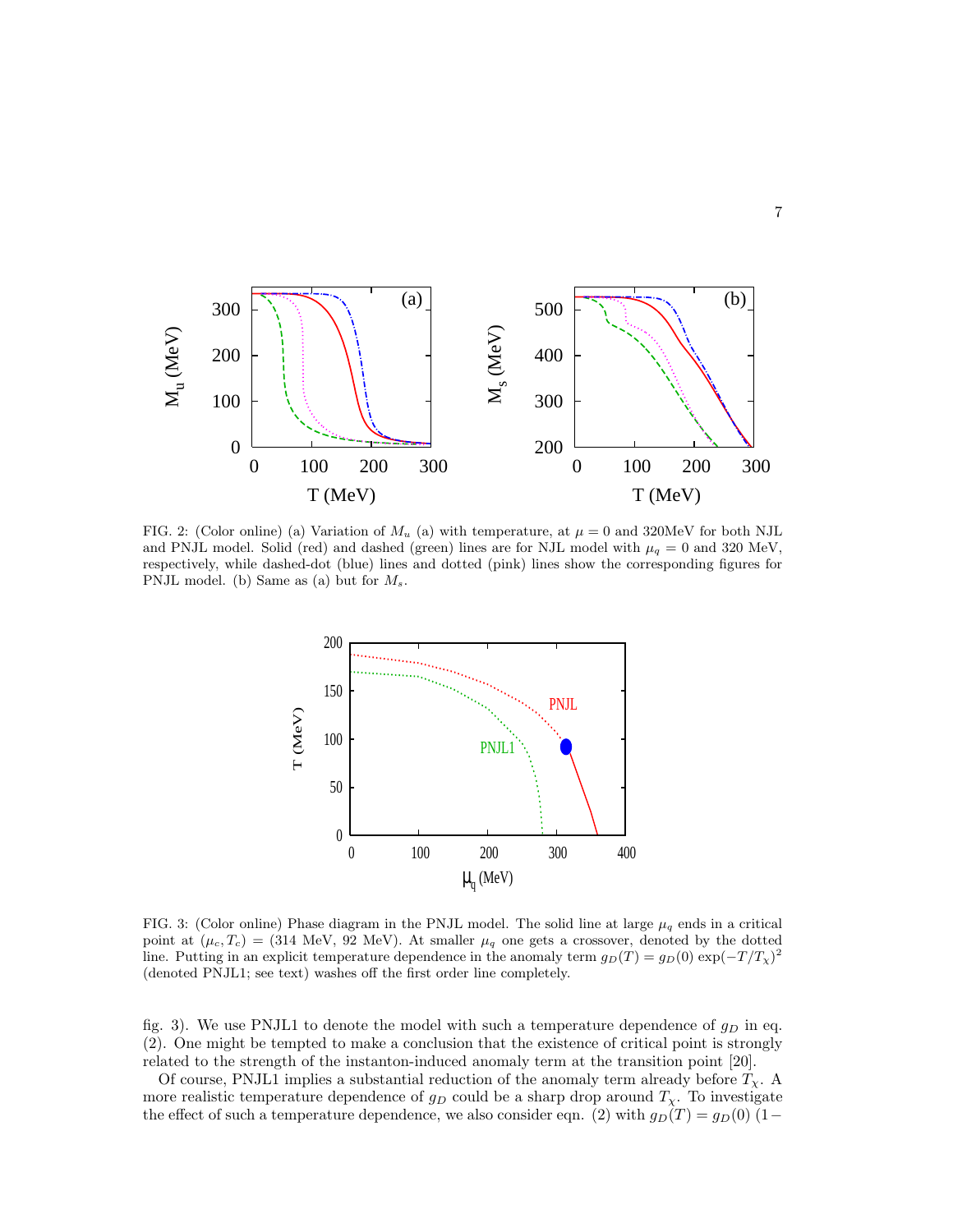(a)

$M_u$ (MeV)

300

200

100

0

0 100 200 300

T (MeV)

(b)

$M_s$ (MeV)

500

400

300

200

0 100 200 300

T (MeV)

FIG. 2: (Color online) (a) Variation of $M_u$ (a) with temperature, at $\mu = 0$ and 320MeV for both NJL and PNJL model. Solid (red) and dashed (green) lines are for NJL model with $\mu_q = 0$ and 320 MeV, respectively, while dashed-dot (blue) lines and dotted (pink) lines show the corresponding figures for PNJL model. (b) Same as (a) but for $M_s$.

T (MeV)

200

150

100

50

0

0 100 200 300 400

$\mu_q$ (MeV)

PNJL

PNJL1

FIG. 3: (Color online) Phase diagram in the PNJL model. The solid line at large $\mu_q$ ends in a critical point at $(\mu_c, T_c) = (314$ MeV, $92$ MeV$)$. At smaller $\mu_q$ one gets a crossover, denoted by the dotted line. Putting in an explicit temperature dependence in the anomaly term $g_D(T) = g_D(0)\exp(-T/T_\chi)^2$ (denoted PNJL1; see text) washes off the first order line completely.

fig. 3). We use PNJL1 to denote the model with such a temperature dependence of $g_D$ in eq. (2). One might be tempted to make a conclusion that the existence of critical point is strongly related to the strength of the instanton-induced anomaly term at the transition point [20].

Of course, PNJL1 implies a substantial reduction of the anomaly term already before $T_\chi$. A more realistic temperature dependence of $g_D$ could be a sharp drop around $T_\chi$. To investigate the effect of such a temperature dependence, we also consider eqn. (2) with $g_D(T) = g_D(0)\ (1-$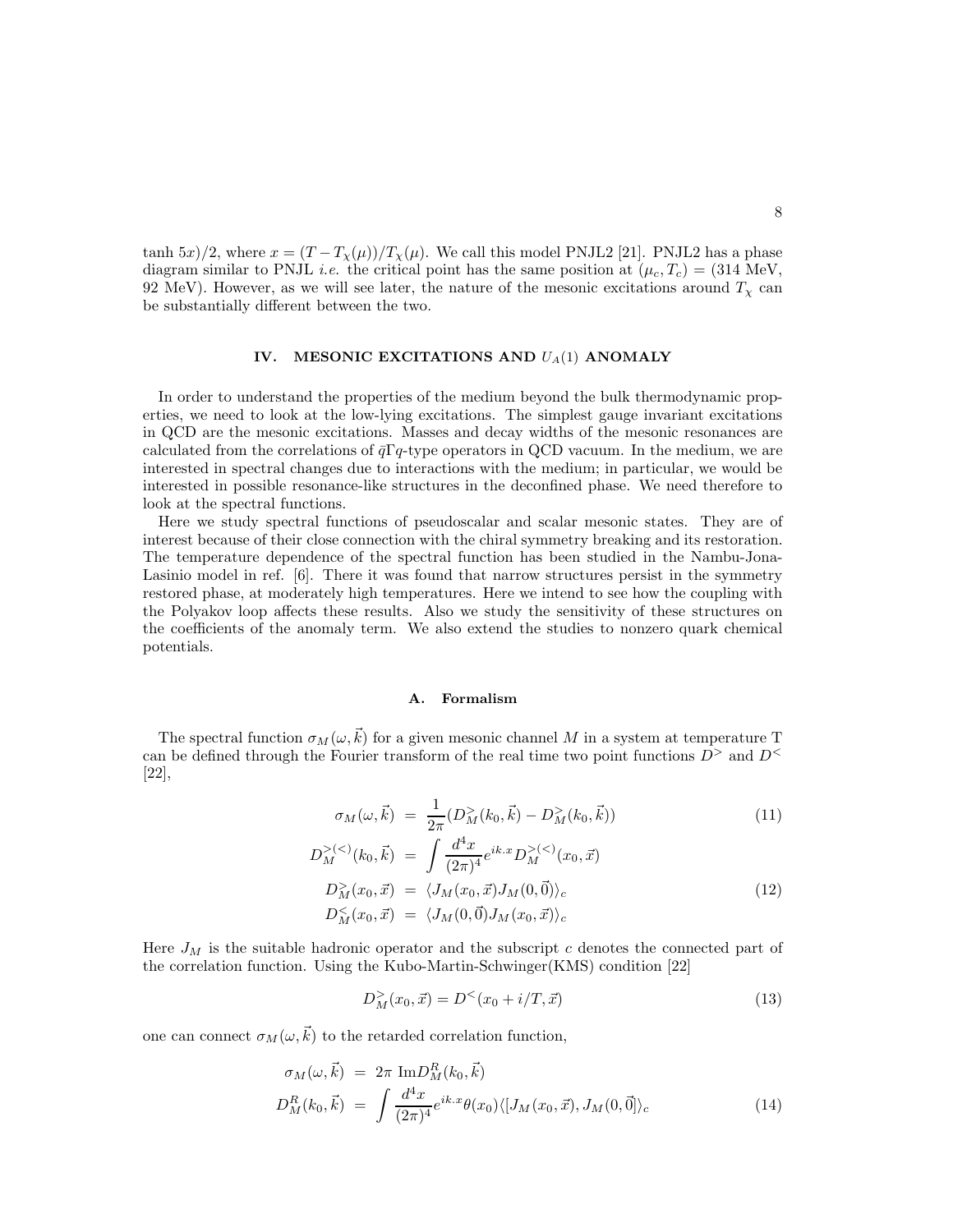tanh $5x)/2$, where $x = (T - T_\chi(\mu))/T_\chi(\mu)$. We call this model PNJL2 [21]. PNJL2 has a phase diagram similar to PNJL *i.e.* the critical point has the same position at $(\mu_c, T_c) = (314$ MeV, $92$ MeV). However, as we will see later, the nature of the mesonic excitations around $T_\chi$ can be substantially different between the two.

## IV. MESONIC EXCITATIONS AND $U_A(1)$ ANOMALY

In order to understand the properties of the medium beyond the bulk thermodynamic properties, we need to look at the low-lying excitations. The simplest gauge invariant excitations in QCD are the mesonic excitations. Masses and decay widths of the mesonic resonances are calculated from the correlations of $\bar{q}\Gamma q$-type operators in QCD vacuum. In the medium, we are interested in spectral changes due to interactions with the medium; in particular, we would be interested in possible resonance-like structures in the deconfined phase. We need therefore to look at the spectral functions.

Here we study spectral functions of pseudoscalar and scalar mesonic states. They are of interest because of their close connection with the chiral symmetry breaking and its restoration. The temperature dependence of the spectral function has been studied in the Nambu-Jona-Lasinio model in ref. [6]. There it was found that narrow structures persist in the symmetry restored phase, at moderately high temperatures. Here we intend to see how the coupling with the Polyakov loop affects these results. Also we study the sensitivity of these structures on the coefficients of the anomaly term. We also extend the studies to nonzero quark chemical potentials.

### A. Formalism

The spectral function $\sigma_M(\omega, \vec{k})$ for a given mesonic channel $M$ in a system at temperature T can be defined through the Fourier transform of the real time two point functions $D^>$ and $D^<$ [22],

$$\sigma_M(\omega, \vec{k}) = \frac{1}{2\pi}(D^>_M(k_0, \vec{k}) - D^>_M(k_0, \vec{k})) \tag{11}$$

$$\begin{aligned}
D^{>(<)}_M(k_0, \vec{k}) &= \int \frac{d^4x}{(2\pi)^4} e^{ik.x} D^{>(<)}_M(x_0, \vec{x}) \\
D^>_M(x_0, \vec{x}) &= \langle J_M(x_0, \vec{x}) J_M(0, \vec{0})\rangle_c \\
D^<_M(x_0, \vec{x}) &= \langle J_M(0, \vec{0}) J_M(x_0, \vec{x})\rangle_c
\end{aligned} \tag{12}$$

Here $J_M$ is the suitable hadronic operator and the subscript $c$ denotes the connected part of the correlation function. Using the Kubo-Martin-Schwinger(KMS) condition [22]

$$D^>_M(x_0, \vec{x}) = D^<(x_0 + i/T, \vec{x}) \tag{13}$$

one can connect $\sigma_M(\omega, \vec{k})$ to the retarded correlation function,

$$\begin{aligned}
\sigma_M(\omega, \vec{k}) &= 2\pi \, \mathrm{Im} D^R_M(k_0, \vec{k}) \\
D^R_M(k_0, \vec{k}) &= \int \frac{d^4x}{(2\pi)^4} e^{ik.x} \theta(x_0) \langle [J_M(x_0, \vec{x}), J_M(0, \vec{0}]\rangle_c
\end{aligned} \tag{14}$$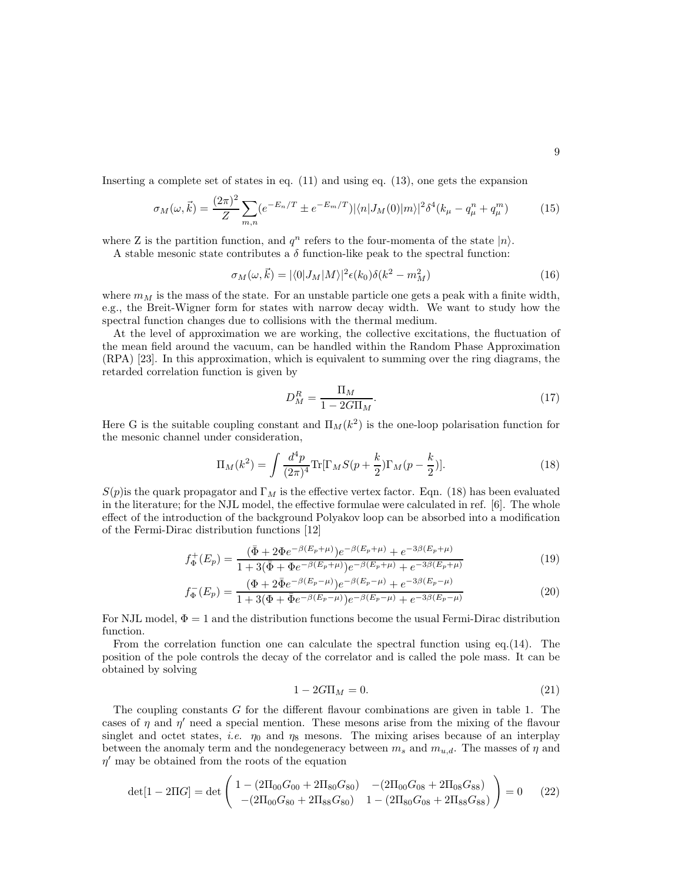Inserting a complete set of states in eq. (11) and using eq. (13), one gets the expansion

$$\sigma_M(\omega, \vec{k}) = \frac{(2\pi)^2}{Z} \sum_{m,n} (e^{-E_n/T} \pm e^{-E_m/T}) |\langle n|J_M(0)|m\rangle|^2 \delta^4(k_\mu - q_\mu^n + q_\mu^m) \tag{15}$$

where Z is the partition function, and $q^n$ refers to the four-momenta of the state $|n\rangle$.

A stable mesonic state contributes a $\delta$ function-like peak to the spectral function:

$$\sigma_M(\omega, \vec{k}) = |\langle 0|J_M|M\rangle|^2 \epsilon(k_0) \delta(k^2 - m_M^2) \tag{16}$$

where $m_M$ is the mass of the state. For an unstable particle one gets a peak with a finite width, e.g., the Breit-Wigner form for states with narrow decay width. We want to study how the spectral function changes due to collisions with the thermal medium.

At the level of approximation we are working, the collective excitations, the fluctuation of the mean field around the vacuum, can be handled within the Random Phase Approximation (RPA) [23]. In this approximation, which is equivalent to summing over the ring diagrams, the retarded correlation function is given by

$$D_M^R = \frac{\Pi_M}{1 - 2G\Pi_M}. \tag{17}$$

Here G is the suitable coupling constant and $\Pi_M(k^2)$ is the one-loop polarisation function for the mesonic channel under consideration,

$$\Pi_M(k^2) = \int \frac{d^4p}{(2\pi)^4} \mathrm{Tr}[\Gamma_M S(p + \frac{k}{2}) \Gamma_M (p - \frac{k}{2})]. \tag{18}$$

$S(p)$is the quark propagator and $\Gamma_M$ is the effective vertex factor. Eqn. (18) has been evaluated in the literature; for the NJL model, the effective formulae were calculated in ref. [6]. The whole effect of the introduction of the background Polyakov loop can be absorbed into a modification of the Fermi-Dirac distribution functions [12]

$$f_\Phi^+(E_p) = \frac{(\bar{\Phi} + 2\Phi e^{-\beta(E_p+\mu)}) e^{-\beta(E_p+\mu)} + e^{-3\beta(E_p+\mu)}}{1 + 3(\bar{\Phi} + \Phi e^{-\beta(E_p+\mu)}) e^{-\beta(E_p+\mu)} + e^{-3\beta(E_p+\mu)}} \tag{19}$$

$$f_\Phi^-(E_p) = \frac{(\Phi + 2\bar{\Phi} e^{-\beta(E_p-\mu)}) e^{-\beta(E_p-\mu)} + e^{-3\beta(E_p-\mu)}}{1 + 3(\Phi + \bar{\Phi} e^{-\beta(E_p-\mu)}) e^{-\beta(E_p-\mu)} + e^{-3\beta(E_p-\mu)}} \tag{20}$$

For NJL model, $\Phi = 1$ and the distribution functions become the usual Fermi-Dirac distribution function.

From the correlation function one can calculate the spectral function using eq.(14). The position of the pole controls the decay of the correlator and is called the pole mass. It can be obtained by solving

$$1 - 2G\Pi_M = 0. \tag{21}$$

The coupling constants $G$ for the different flavour combinations are given in table 1. The cases of $\eta$ and $\eta'$ need a special mention. These mesons arise from the mixing of the flavour singlet and octet states, *i.e.* $\eta_0$ and $\eta_8$ mesons. The mixing arises because of an interplay between the anomaly term and the nondegeneracy between $m_s$ and $m_{u,d}$. The masses of $\eta$ and $\eta'$ may be obtained from the roots of the equation

$$\det[1 - 2\Pi G] = \det \begin{pmatrix} 1 - (2\Pi_{00}G_{00} + 2\Pi_{80}G_{80}) & -(2\Pi_{00}G_{08} + 2\Pi_{08}G_{88}) \\ -(2\Pi_{00}G_{80} + 2\Pi_{88}G_{80}) & 1 - (2\Pi_{80}G_{08} + 2\Pi_{88}G_{88}) \end{pmatrix} = 0 \tag{22}$$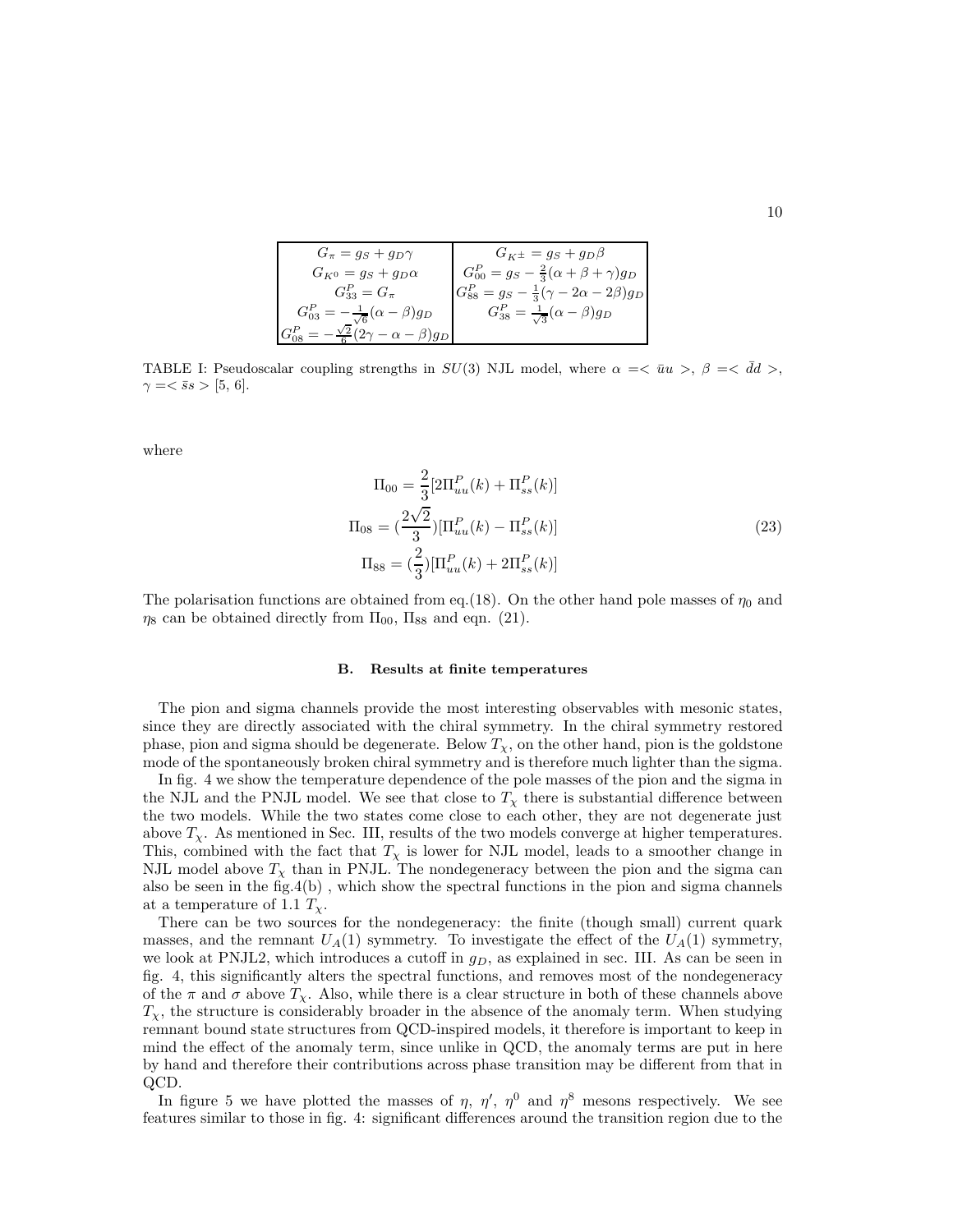| | |
|---|---|
| $G_\pi = g_S + g_D\gamma$ | $G_{K^\pm} = g_S + g_D\beta$ |
| $G_{K^0} = g_S + g_D\alpha$ | $G^P_{00} = g_S - \frac{2}{3}(\alpha+\beta+\gamma)g_D$ |
| $G^P_{33} = G_\pi$ | $G^P_{88} = g_S - \frac{1}{3}(\gamma - 2\alpha - 2\beta)g_D$ |
| $G^P_{03} = -\frac{1}{\sqrt{6}}(\alpha-\beta)g_D$ | $G^P_{38} = \frac{1}{\sqrt{3}}(\alpha-\beta)g_D$ |
| $G^P_{08} = -\frac{\sqrt{2}}{6}(2\gamma-\alpha-\beta)g_D$ | |

TABLE I: Pseudoscalar coupling strengths in $SU(3)$ NJL model, where $\alpha = <\bar{u}u>$, $\beta = <\bar{d}d>$, $\gamma = <\bar{s}s>$ [5, 6].

where

$$
\begin{aligned}
\Pi_{00} &= \frac{2}{3}[2\Pi^P_{uu}(k) + \Pi^P_{ss}(k)] \\
\Pi_{08} &= (\frac{2\sqrt{2}}{3})[\Pi^P_{uu}(k) - \Pi^P_{ss}(k)] \\
\Pi_{88} &= (\frac{2}{3})[\Pi^P_{uu}(k) + 2\Pi^P_{ss}(k)]
\end{aligned}
\tag{23}
$$

The polarisation functions are obtained from eq.(18). On the other hand pole masses of $\eta_0$ and $\eta_8$ can be obtained directly from $\Pi_{00}$, $\Pi_{88}$ and eqn. (21).

### B. Results at finite temperatures

The pion and sigma channels provide the most interesting observables with mesonic states, since they are directly associated with the chiral symmetry. In the chiral symmetry restored phase, pion and sigma should be degenerate. Below $T_\chi$, on the other hand, pion is the goldstone mode of the spontaneously broken chiral symmetry and is therefore much lighter than the sigma.

In fig. 4 we show the temperature dependence of the pole masses of the pion and the sigma in the NJL and the PNJL model. We see that close to $T_\chi$ there is substantial difference between the two models. While the two states come close to each other, they are not degenerate just above $T_\chi$. As mentioned in Sec. III, results of the two models converge at higher temperatures. This, combined with the fact that $T_\chi$ is lower for NJL model, leads to a smoother change in NJL model above $T_\chi$ than in PNJL. The nondegeneracy between the pion and the sigma can also be seen in the fig.4(b) , which show the spectral functions in the pion and sigma channels at a temperature of 1.1 $T_\chi$.

There can be two sources for the nondegeneracy: the finite (though small) current quark masses, and the remnant $U_A(1)$ symmetry. To investigate the effect of the $U_A(1)$ symmetry, we look at PNJL2, which introduces a cutoff in $g_D$, as explained in sec. III. As can be seen in fig. 4, this significantly alters the spectral functions, and removes most of the nondegeneracy of the $\pi$ and $\sigma$ above $T_\chi$. Also, while there is a clear structure in both of these channels above $T_\chi$, the structure is considerably broader in the absence of the anomaly term. When studying remnant bound state structures from QCD-inspired models, it therefore is important to keep in mind the effect of the anomaly term, since unlike in QCD, the anomaly terms are put in here by hand and therefore their contributions across phase transition may be different from that in QCD.

In figure 5 we have plotted the masses of $\eta$, $\eta'$, $\eta^0$ and $\eta^8$ mesons respectively. We see features similar to those in fig. 4: significant differences around the transition region due to the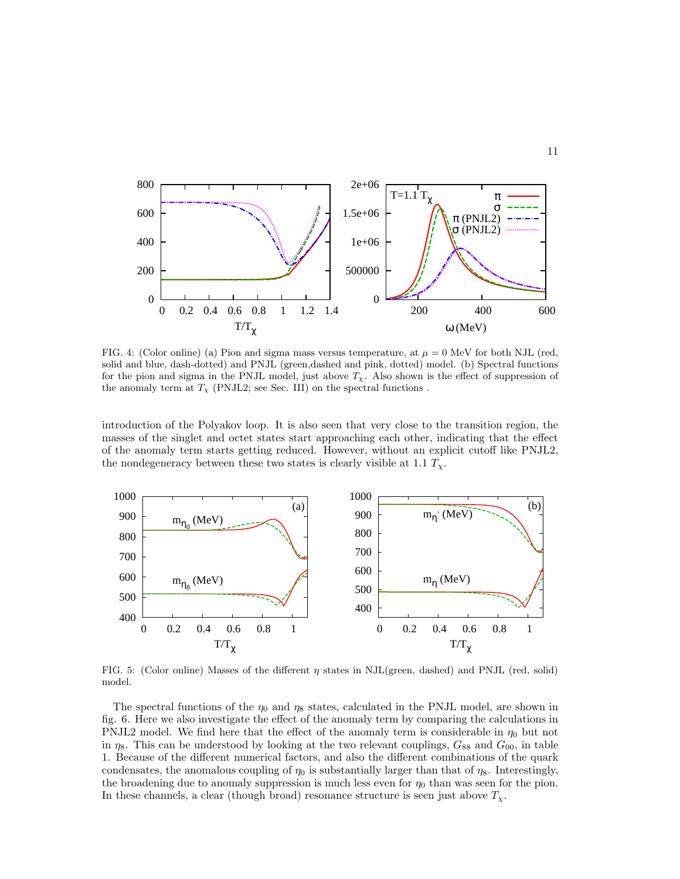800

600

400

200

0

0 0.2 0.4 0.6 0.8 1 1.2 1.4

$T/T_\chi$

2e+06

1.5e+06

1e+06

500000

0

200 400 600

ω (MeV)

T=1.1 $T_\chi$

π

σ

π (PNJL2)

σ (PNJL2)

FIG. 4: (Color online) (a) Pion and sigma mass versus temperature, at $\mu = 0$ MeV for both NJL (red, solid and blue, dash-dotted) and PNJL (green,dashed and pink, dotted) model. (b) Spectral functions for the pion and sigma in the PNJL model, just above $T_\chi$. Also shown is the effect of suppression of the anomaly term at $T_\chi$ (PNJL2; see Sec. III) on the spectral functions .

introduction of the Polyakov loop. It is also seen that very close to the transition region, the masses of the singlet and octet states start approaching each other, indicating that the effect of the anomaly term starts getting reduced. However, without an explicit cutoff like PNJL2, the nondegeneracy between these two states is clearly visible at 1.1 $T_\chi$.

1000

900

800

700

600

500

400

0 0.2 0.4 0.6 0.8 1

$T/T_\chi$

(a)

$m_{\eta_0}$ (MeV)

$m_{\eta_8}$ (MeV)

1000

900

800

700

600

500

400

0 0.2 0.4 0.6 0.8 1

$T/T_\chi$

(b)

$m_{\eta'}$ (MeV)

$m_\eta$ (MeV)

FIG. 5: (Color online) Masses of the different $\eta$ states in NJL(green, dashed) and PNJL (red, solid) model.

The spectral functions of the $\eta_0$ and $\eta_8$ states, calculated in the PNJL model, are shown in fig. 6. Here we also investigate the effect of the anomaly term by comparing the calculations in PNJL2 model. We find here that the effect of the anomaly term is considerable in $\eta_0$ but not in $\eta_8$. This can be understood by looking at the two relevant couplings, $G_{88}$ and $G_{00}$, in table 1. Because of the different numerical factors, and also the different combinations of the quark condensates, the anomalous coupling of $\eta_0$ is substantially larger than that of $\eta_8$. Interestingly, the broadening due to anomaly suppression is much less even for $\eta_0$ than was seen for the pion. In these channels, a clear (though broad) resonance structure is seen just above $T_\chi$.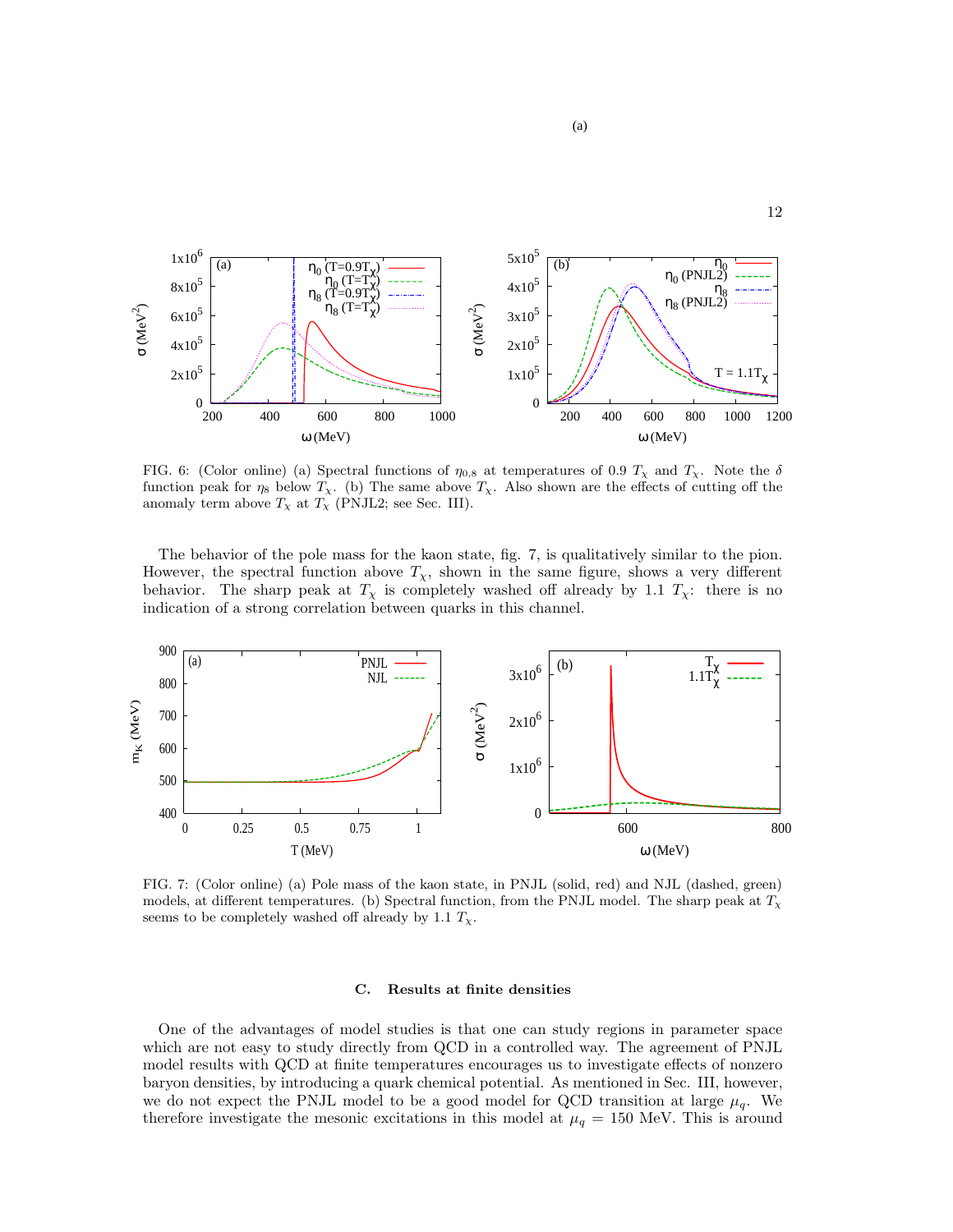(a)

(a)

$\sigma$ (MeV$^2$)

1x10$^6$

8x10$^5$

6x10$^5$

4x10$^5$

2x10$^5$

0

200 400 600 800 1000

$\omega$ (MeV)

$\eta_0$ (T=0.9T$_\chi$)

$\eta_0$ (T=T$_\chi$)

$\eta_8$ (T=0.9T$_\chi$)

$\eta_8$ (T=T$_\chi$)

(b)

$\sigma$ (MeV$^2$)

5x10$^5$

4x10$^5$

3x10$^5$

2x10$^5$

1x10$^5$

0

200 400 600 800 1000 1200

$\omega$ (MeV)

$\eta_0$

$\eta_0$ (PNJL2)

$\eta_8$

$\eta_8$ (PNJL2)

T = 1.1T$_\chi$

FIG. 6: (Color online) (a) Spectral functions of $\eta_{0,8}$ at temperatures of 0.9 $T_\chi$ and $T_\chi$. Note the $\delta$ function peak for $\eta_8$ below $T_\chi$. (b) The same above $T_\chi$. Also shown are the effects of cutting off the anomaly term above $T_\chi$ at $T_\chi$ (PNJL2; see Sec. III).

The behavior of the pole mass for the kaon state, fig. 7, is qualitatively similar to the pion. However, the spectral function above $T_\chi$, shown in the same figure, shows a very different behavior. The sharp peak at $T_\chi$ is completely washed off already by 1.1 $T_\chi$: there is no indication of a strong correlation between quarks in this channel.

(a)

m$_K$ (MeV)

900

800

700

600

500

400

0 0.25 0.5 0.75 1

T (MeV)

PNJL

NJL

(b)

$\sigma$ (MeV$^2$)

3x10$^6$

2x10$^6$

1x10$^6$

0

600 800

$\omega$ (MeV)

T$_\chi$

1.1T$_\chi$

FIG. 7: (Color online) (a) Pole mass of the kaon state, in PNJL (solid, red) and NJL (dashed, green) models, at different temperatures. (b) Spectral function, from the PNJL model. The sharp peak at $T_\chi$ seems to be completely washed off already by 1.1 $T_\chi$.

### C. Results at finite densities

One of the advantages of model studies is that one can study regions in parameter space which are not easy to study directly from QCD in a controlled way. The agreement of PNJL model results with QCD at finite temperatures encourages us to investigate effects of nonzero baryon densities, by introducing a quark chemical potential. As mentioned in Sec. III, however, we do not expect the PNJL model to be a good model for QCD transition at large $\mu_q$. We therefore investigate the mesonic excitations in this model at $\mu_q$ = 150 MeV. This is around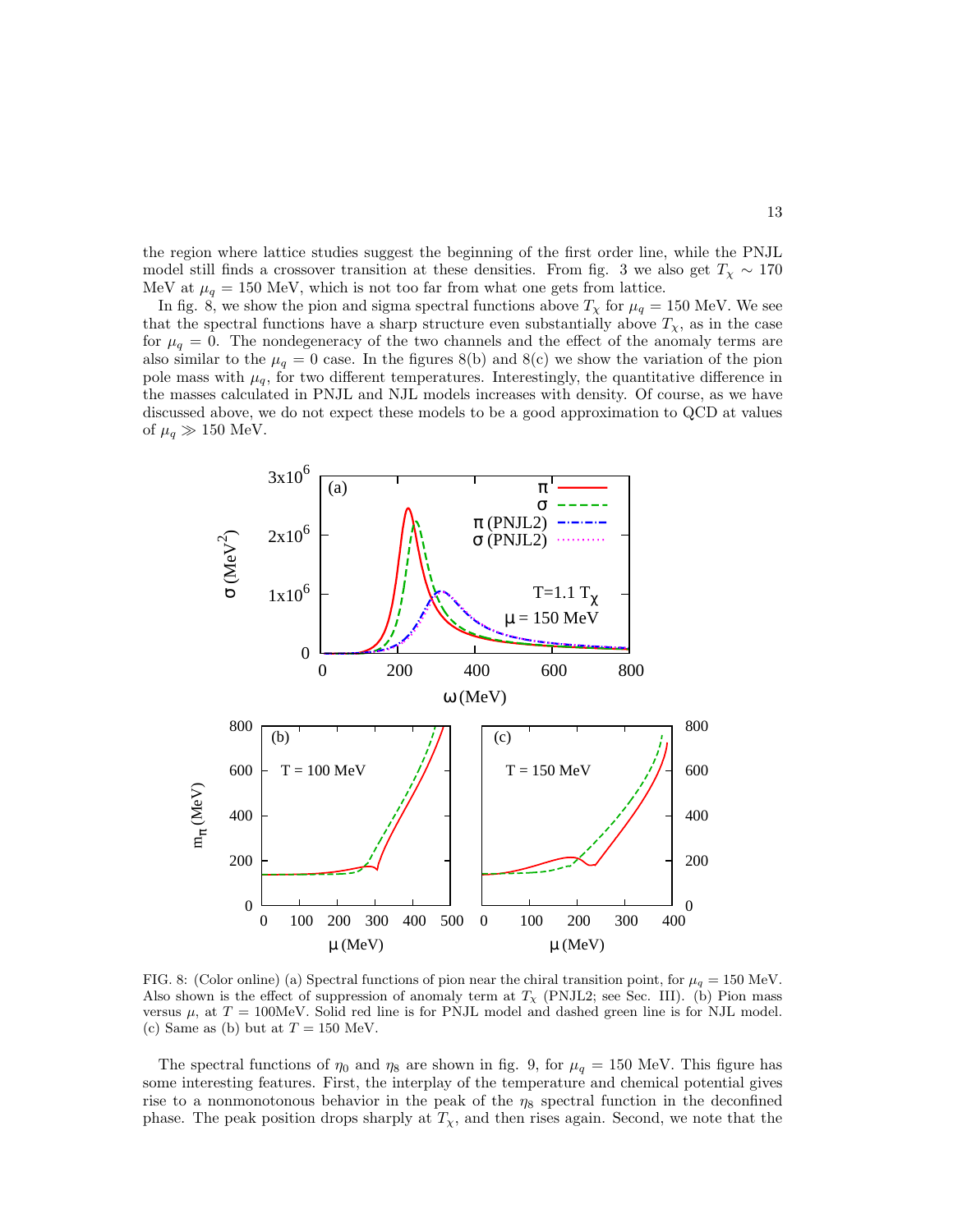the region where lattice studies suggest the beginning of the first order line, while the PNJL model still finds a crossover transition at these densities. From fig. 3 we also get $T_\chi \sim 170$ MeV at $\mu_q = 150$ MeV, which is not too far from what one gets from lattice.

In fig. 8, we show the pion and sigma spectral functions above $T_\chi$ for $\mu_q = 150$ MeV. We see that the spectral functions have a sharp structure even substantially above $T_\chi$, as in the case for $\mu_q = 0$. The nondegeneracy of the two channels and the effect of the anomaly terms are also similar to the $\mu_q = 0$ case. In the figures 8(b) and 8(c) we show the variation of the pion pole mass with $\mu_q$, for two different temperatures. Interestingly, the quantitative difference in the masses calculated in PNJL and NJL models increases with density. Of course, as we have discussed above, we do not expect these models to be a good approximation to QCD at values of $\mu_q \gg 150$ MeV.

(a)
π
σ
π (PNJL2)
σ (PNJL2)
T=1.1 $T_\chi$
μ = 150 MeV
σ (MeV$^2$)
3x10$^6$
2x10$^6$
1x10$^6$
0
0 200 400 600 800
ω (MeV)

(b)
T = 100 MeV
$m_\pi$ (MeV)
800
600
400
200
0
0 100 200 300 400 500
μ (MeV)

(c)
T = 150 MeV
800
600
400
200
0
0 100 200 300 400
μ (MeV)

FIG. 8: (Color online) (a) Spectral functions of pion near the chiral transition point, for $\mu_q = 150$ MeV. Also shown is the effect of suppression of anomaly term at $T_\chi$ (PNJL2; see Sec. III). (b) Pion mass versus $\mu$, at $T = 100$MeV. Solid red line is for PNJL model and dashed green line is for NJL model. (c) Same as (b) but at $T = 150$ MeV.

The spectral functions of $\eta_0$ and $\eta_8$ are shown in fig. 9, for $\mu_q = 150$ MeV. This figure has some interesting features. First, the interplay of the temperature and chemical potential gives rise to a nonmonotonous behavior in the peak of the $\eta_8$ spectral function in the deconfined phase. The peak position drops sharply at $T_\chi$, and then rises again. Second, we note that the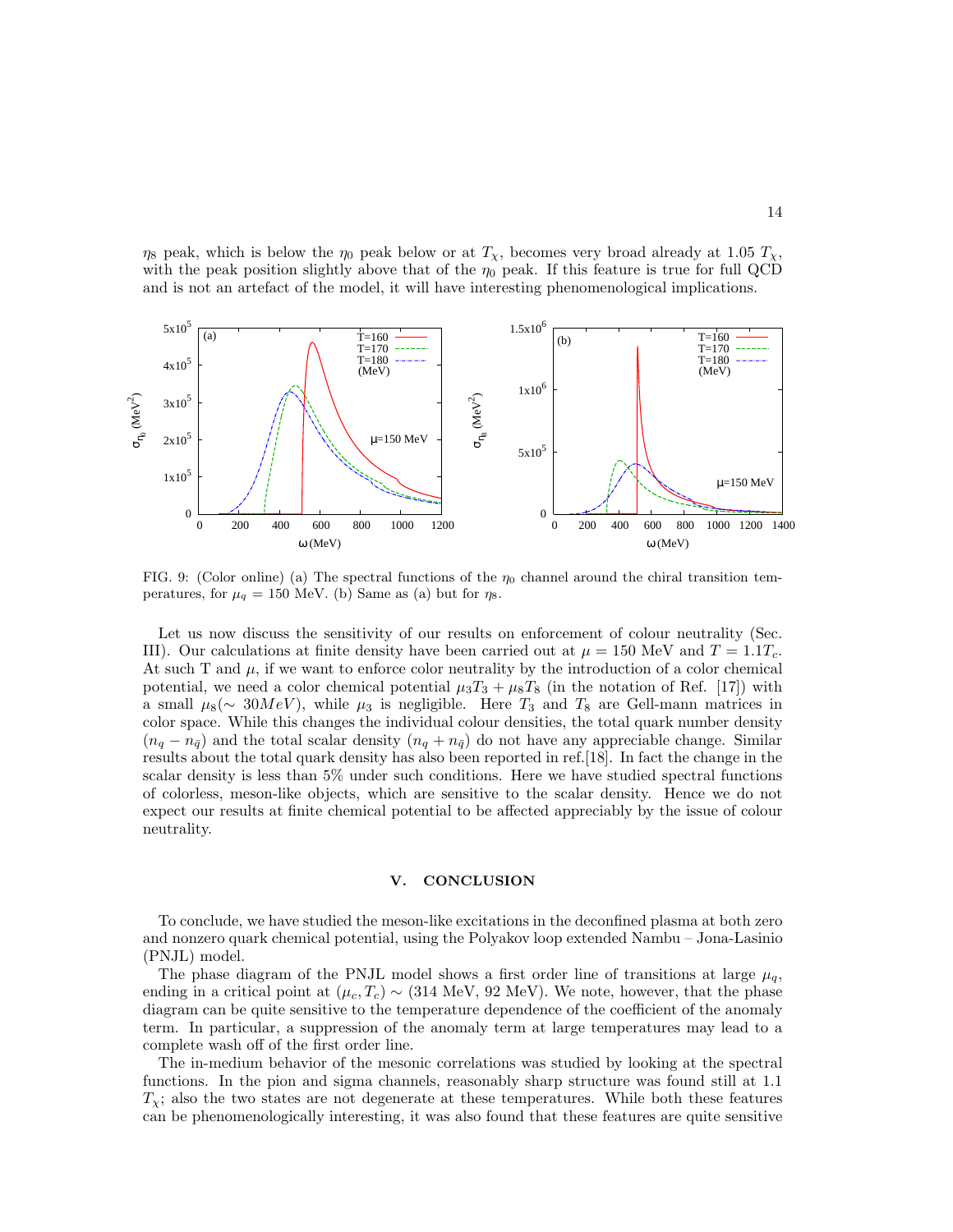$\eta_8$ peak, which is below the $\eta_0$ peak below or at $T_\chi$, becomes very broad already at 1.05 $T_\chi$, with the peak position slightly above that of the $\eta_0$ peak. If this feature is true for full QCD and is not an artefact of the model, it will have interesting phenomenological implications.

(a)

$\sigma_{\eta_0}$ (MeV$^2$)

$\omega$ (MeV)

T=160
T=170
T=180
(MeV)

μ=150 MeV

5x10$^5$
4x10$^5$
3x10$^5$
2x10$^5$
1x10$^5$
0

0 200 400 600 800 1000 1200

(b)

$\sigma_{\eta_8}$ (MeV$^2$)

$\omega$ (MeV)

T=160
T=170
T=180
(MeV)

μ=150 MeV

1.5x10$^6$
1x10$^6$
5x10$^5$
0

0 200 400 600 800 1000 1200 1400

FIG. 9: (Color online) (a) The spectral functions of the $\eta_0$ channel around the chiral transition temperatures, for $\mu_q = 150$ MeV. (b) Same as (a) but for $\eta_8$.

Let us now discuss the sensitivity of our results on enforcement of colour neutrality (Sec. III). Our calculations at finite density have been carried out at $\mu = 150$ MeV and $T = 1.1T_c$. At such T and $\mu$, if we want to enforce color neutrality by the introduction of a color chemical potential, we need a color chemical potential $\mu_3 T_3 + \mu_8 T_8$ (in the notation of Ref. [17]) with a small $\mu_8 (\sim 30 MeV)$, while $\mu_3$ is negligible. Here $T_3$ and $T_8$ are Gell-mann matrices in color space. While this changes the individual colour densities, the total quark number density $(n_q - n_{\bar{q}})$ and the total scalar density $(n_q + n_{\bar{q}})$ do not have any appreciable change. Similar results about the total quark density has also been reported in ref.[18]. In fact the change in the scalar density is less than 5% under such conditions. Here we have studied spectral functions of colorless, meson-like objects, which are sensitive to the scalar density. Hence we do not expect our results at finite chemical potential to be affected appreciably by the issue of colour neutrality.

## V. CONCLUSION

To conclude, we have studied the meson-like excitations in the deconfined plasma at both zero and nonzero quark chemical potential, using the Polyakov loop extended Nambu – Jona-Lasinio (PNJL) model.

The phase diagram of the PNJL model shows a first order line of transitions at large $\mu_q$, ending in a critical point at $(\mu_c, T_c) \sim$ (314 MeV, 92 MeV). We note, however, that the phase diagram can be quite sensitive to the temperature dependence of the coefficient of the anomaly term. In particular, a suppression of the anomaly term at large temperatures may lead to a complete wash off of the first order line.

The in-medium behavior of the mesonic correlations was studied by looking at the spectral functions. In the pion and sigma channels, reasonably sharp structure was found still at 1.1 $T_\chi$; also the two states are not degenerate at these temperatures. While both these features can be phenomenologically interesting, it was also found that these features are quite sensitive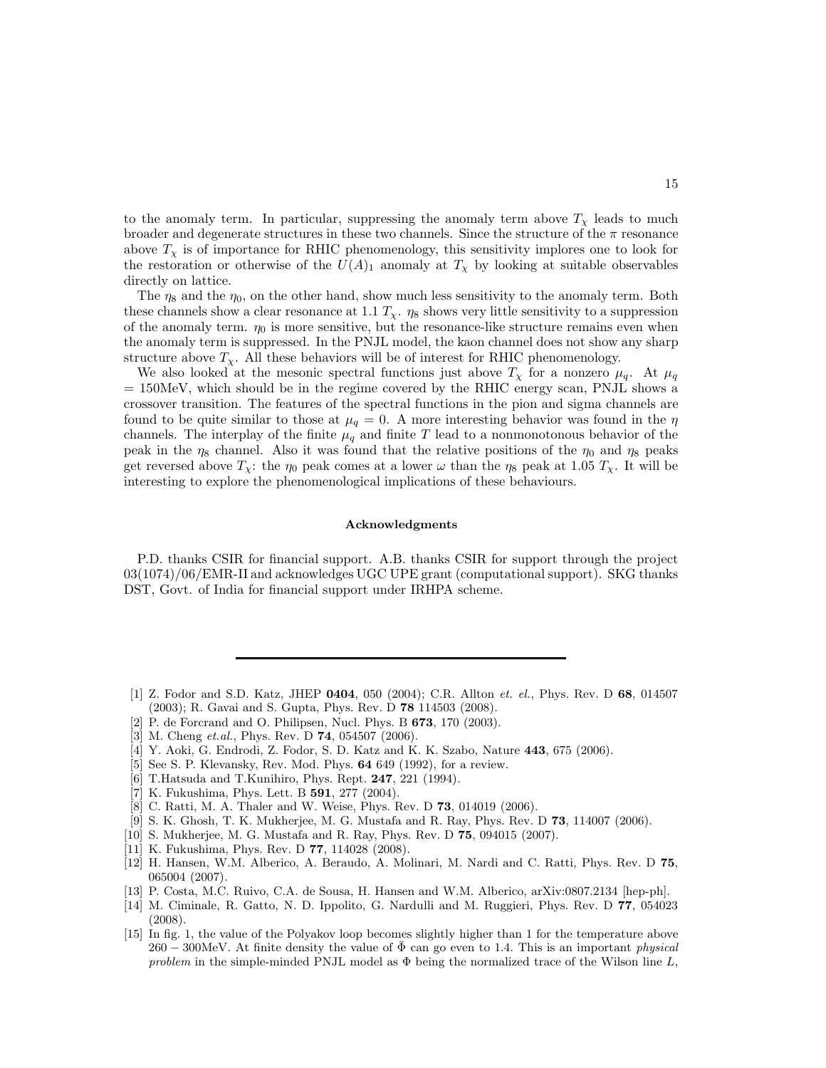to the anomaly term. In particular, suppressing the anomaly term above $T_\chi$ leads to much broader and degenerate structures in these two channels. Since the structure of the $\pi$ resonance above $T_\chi$ is of importance for RHIC phenomenology, this sensitivity implores one to look for the restoration or otherwise of the $U(A)_1$ anomaly at $T_\chi$ by looking at suitable observables directly on lattice.

The $\eta_8$ and the $\eta_0$, on the other hand, show much less sensitivity to the anomaly term. Both these channels show a clear resonance at 1.1 $T_\chi$. $\eta_8$ shows very little sensitivity to a suppression of the anomaly term. $\eta_0$ is more sensitive, but the resonance-like structure remains even when the anomaly term is suppressed. In the PNJL model, the kaon channel does not show any sharp structure above $T_\chi$. All these behaviors will be of interest for RHIC phenomenology.

We also looked at the mesonic spectral functions just above $T_\chi$ for a nonzero $\mu_q$. At $\mu_q$ = 150MeV, which should be in the regime covered by the RHIC energy scan, PNJL shows a crossover transition. The features of the spectral functions in the pion and sigma channels are found to be quite similar to those at $\mu_q = 0$. A more interesting behavior was found in the $\eta$ channels. The interplay of the finite $\mu_q$ and finite $T$ lead to a nonmonotonous behavior of the peak in the $\eta_8$ channel. Also it was found that the relative positions of the $\eta_0$ and $\eta_8$ peaks get reversed above $T_\chi$: the $\eta_0$ peak comes at a lower $\omega$ than the $\eta_8$ peak at 1.05 $T_\chi$. It will be interesting to explore the phenomenological implications of these behaviours.

#### Acknowledgments

P.D. thanks CSIR for financial support. A.B. thanks CSIR for support through the project 03(1074)/06/EMR-II and acknowledges UGC UPE grant (computational support). SKG thanks DST, Govt. of India for financial support under IRHPA scheme.

---

[1] Z. Fodor and S.D. Katz, JHEP **0404**, 050 (2004); C.R. Allton *et. el.*, Phys. Rev. D **68**, 014507 (2003); R. Gavai and S. Gupta, Phys. Rev. D **78** 114503 (2008).

[2] P. de Forcrand and O. Philipsen, Nucl. Phys. B **673**, 170 (2003).

[3] M. Cheng *et.al.*, Phys. Rev. D **74**, 054507 (2006).

[4] Y. Aoki, G. Endrodi, Z. Fodor, S. D. Katz and K. K. Szabo, Nature **443**, 675 (2006).

[5] See S. P. Klevansky, Rev. Mod. Phys. **64** 649 (1992), for a review.

[6] T.Hatsuda and T.Kunihiro, Phys. Rept. **247**, 221 (1994).

[7] K. Fukushima, Phys. Lett. B **591**, 277 (2004).

[8] C. Ratti, M. A. Thaler and W. Weise, Phys. Rev. D **73**, 014019 (2006).

[9] S. K. Ghosh, T. K. Mukherjee, M. G. Mustafa and R. Ray, Phys. Rev. D **73**, 114007 (2006).

[10] S. Mukherjee, M. G. Mustafa and R. Ray, Phys. Rev. D **75**, 094015 (2007).

[11] K. Fukushima, Phys. Rev. D **77**, 114028 (2008).

[12] H. Hansen, W.M. Alberico, A. Beraudo, A. Molinari, M. Nardi and C. Ratti, Phys. Rev. D **75**, 065004 (2007).

[13] P. Costa, M.C. Ruivo, C.A. de Sousa, H. Hansen and W.M. Alberico, arXiv:0807.2134 [hep-ph].

[14] M. Ciminale, R. Gatto, N. D. Ippolito, G. Nardulli and M. Ruggieri, Phys. Rev. D **77**, 054023 (2008).

[15] In fig. 1, the value of the Polyakov loop becomes slightly higher than 1 for the temperature above $260 - 300$MeV. At finite density the value of $\bar{\Phi}$ can go even to 1.4. This is an important *physical problem* in the simple-minded PNJL model as $\Phi$ being the normalized trace of the Wilson line $L$,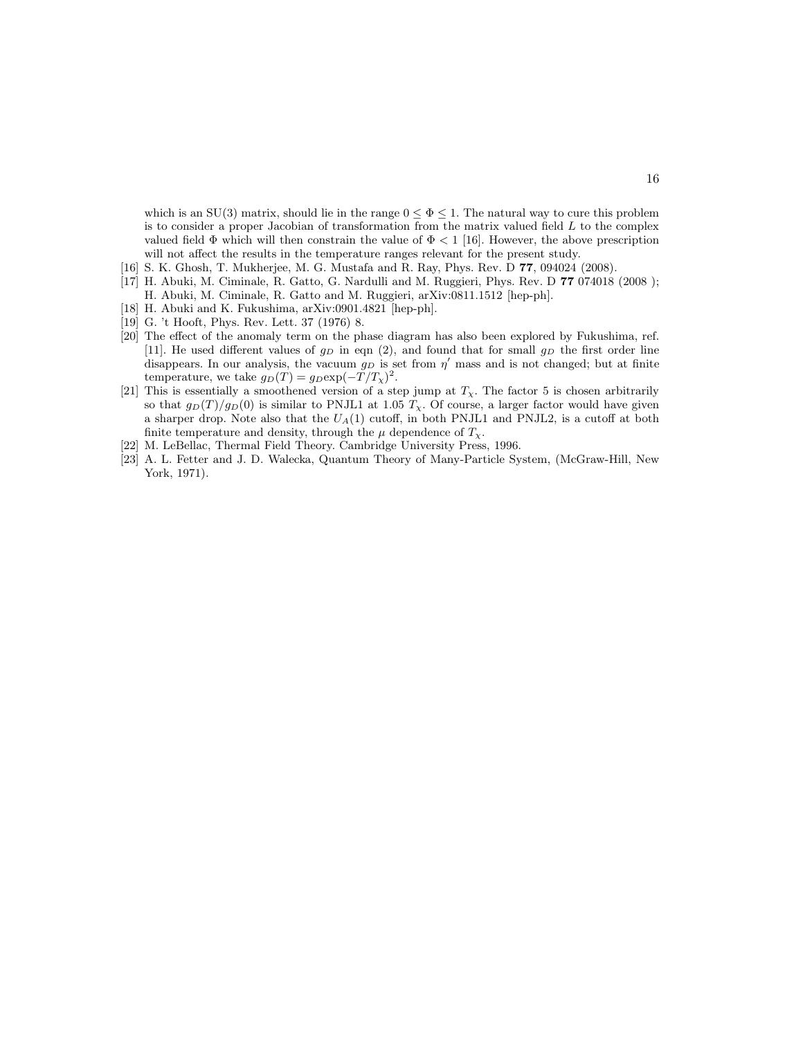which is an SU(3) matrix, should lie in the range $0 \leq \Phi \leq 1$. The natural way to cure this problem is to consider a proper Jacobian of transformation from the matrix valued field $L$ to the complex valued field $\Phi$ which will then constrain the value of $\Phi < 1$ [16]. However, the above prescription will not affect the results in the temperature ranges relevant for the present study.

[16] S. K. Ghosh, T. Mukherjee, M. G. Mustafa and R. Ray, Phys. Rev. D **77**, 094024 (2008).

[17] H. Abuki, M. Ciminale, R. Gatto, G. Nardulli and M. Ruggieri, Phys. Rev. D **77** 074018 (2008 ); H. Abuki, M. Ciminale, R. Gatto and M. Ruggieri, arXiv:0811.1512 [hep-ph].

[18] H. Abuki and K. Fukushima, arXiv:0901.4821 [hep-ph].

[19] G. 't Hooft, Phys. Rev. Lett. 37 (1976) 8.

[20] The effect of the anomaly term on the phase diagram has also been explored by Fukushima, ref. [11]. He used different values of $g_D$ in eqn (2), and found that for small $g_D$ the first order line disappears. In our analysis, the vacuum $g_D$ is set from $\eta'$ mass and is not changed; but at finite temperature, we take $g_D(T) = g_D \exp(-T/T_\chi)^2$.

[21] This is essentially a smoothened version of a step jump at $T_\chi$. The factor 5 is chosen arbitrarily so that $g_D(T)/g_D(0)$ is similar to PNJL1 at 1.05 $T_\chi$. Of course, a larger factor would have given a sharper drop. Note also that the $U_A(1)$ cutoff, in both PNJL1 and PNJL2, is a cutoff at both finite temperature and density, through the $\mu$ dependence of $T_\chi$.

[22] M. LeBellac, Thermal Field Theory. Cambridge University Press, 1996.

[23] A. L. Fetter and J. D. Walecka, Quantum Theory of Many-Particle System, (McGraw-Hill, New York, 1971).